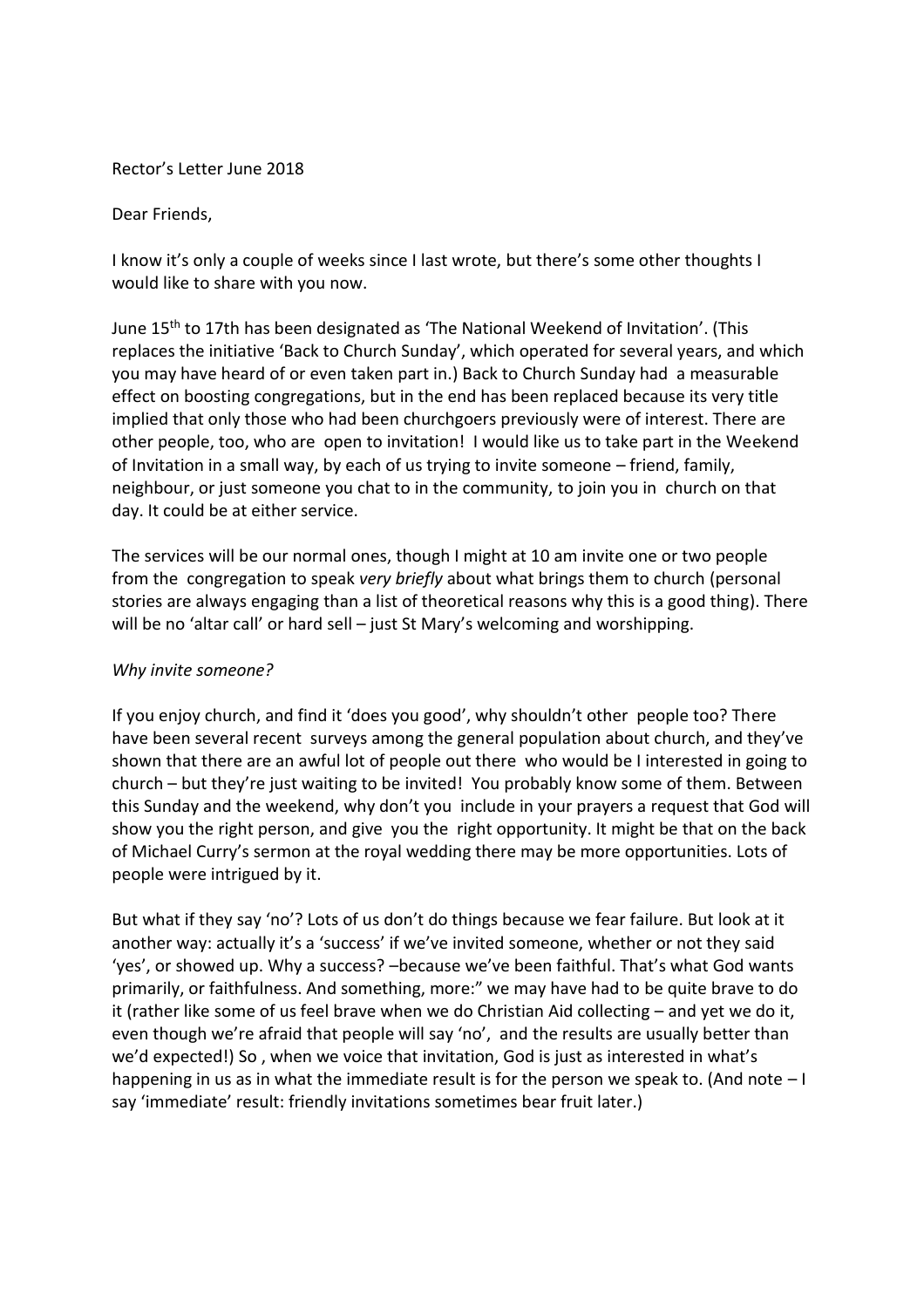Rector's Letter June 2018

Dear Friends,

I know it's only a couple of weeks since I last wrote, but there's some other thoughts I would like to share with you now.

June 15th to 17th has been designated as 'The National Weekend of Invitation'. (This replaces the initiative 'Back to Church Sunday', which operated for several years, and which you may have heard of or even taken part in.) Back to Church Sunday had a measurable effect on boosting congregations, but in the end has been replaced because its very title implied that only those who had been churchgoers previously were of interest. There are other people, too, who are open to invitation! I would like us to take part in the Weekend of Invitation in a small way, by each of us trying to invite someone – friend, family, neighbour, or just someone you chat to in the community, to join you in church on that day. It could be at either service.

The services will be our normal ones, though I might at 10 am invite one or two people from the congregation to speak *very briefly* about what brings them to church (personal stories are always engaging than a list of theoretical reasons why this is a good thing). There will be no 'altar call' or hard sell – just St Mary's welcoming and worshipping.

*Why invite someone?*

If you enjoy church, and find it 'does you good', why shouldn't other people too? There have been several recent surveys among the general population about church, and they've shown that there are an awful lot of people out there who would be I interested in going to church – but they're just waiting to be invited! You probably know some of them. Between this Sunday and the weekend, why don't you include in your prayers a request that God will show you the right person, and give you the right opportunity. It might be that on the back of Michael Curry's sermon at the royal wedding there may be more opportunities. Lots of people were intrigued by it.

But what if they say 'no'? Lots of us don't do things because we fear failure. But look at it another way: actually it's a 'success' if we've invited someone, whether or not they said 'yes', or showed up. Why a success? –because we've been faithful. That's what God wants primarily, or faithfulness. And something, more:" we may have had to be quite brave to do it (rather like some of us feel brave when we do Christian Aid collecting – and yet we do it, even though we're afraid that people will say 'no', and the results are usually better than we'd expected!) So , when we voice that invitation, God is just as interested in what's happening in us as in what the immediate result is for the person we speak to. (And note – I say 'immediate' result: friendly invitations sometimes bear fruit later.)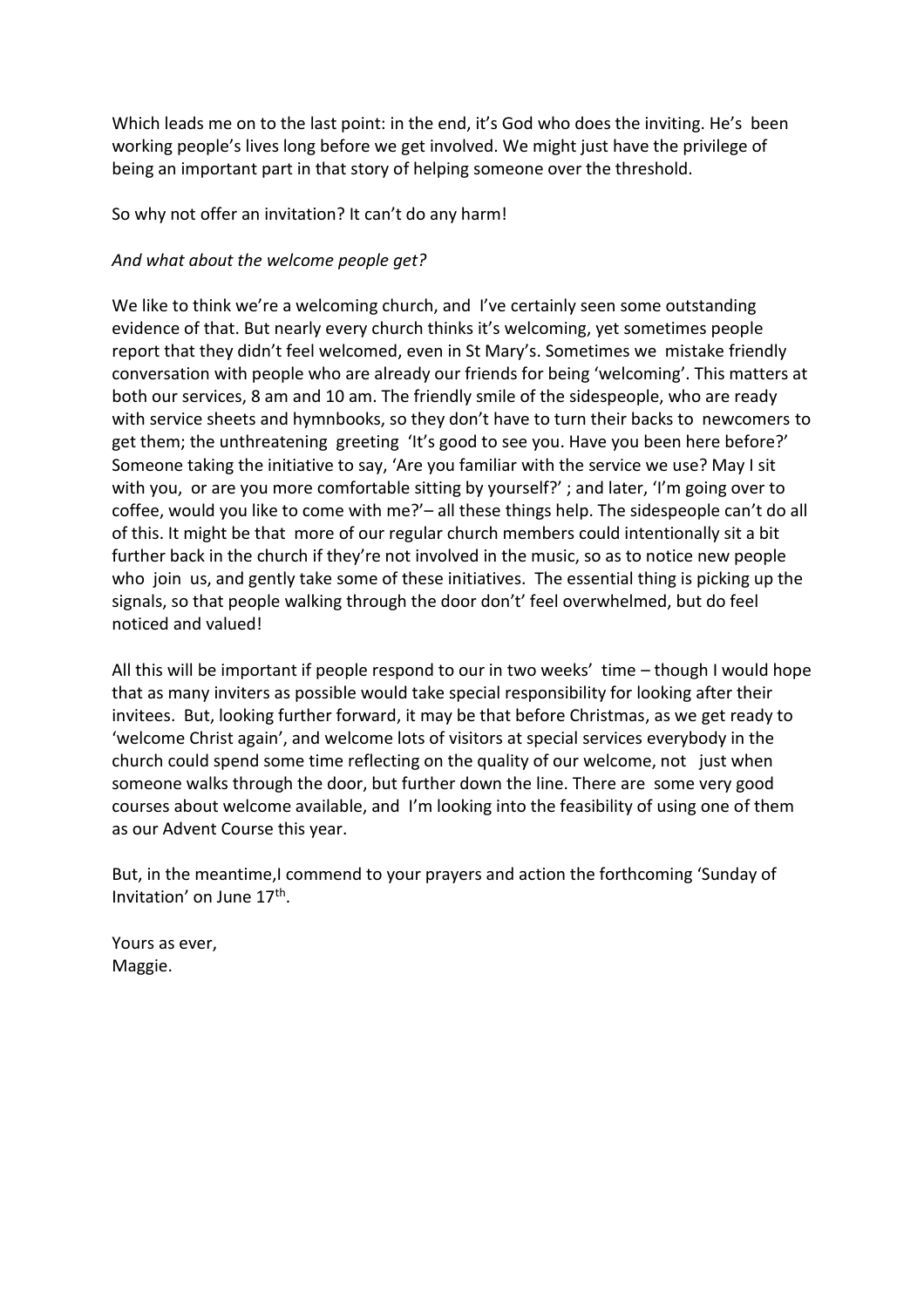Which leads me on to the last point: in the end, it's God who does the inviting. He's been working people's lives long before we get involved. We might just have the privilege of being an important part in that story of helping someone over the threshold.

So why not offer an invitation? It can't do any harm!

*And what about the welcome people get?*

We like to think we're a welcoming church, and I've certainly seen some outstanding evidence of that. But nearly every church thinks it's welcoming, yet sometimes people report that they didn't feel welcomed, even in St Mary's. Sometimes we mistake friendly conversation with people who are already our friends for being 'welcoming'. This matters at both our services, 8 am and 10 am. The friendly smile of the sidespeople, who are ready with service sheets and hymnbooks, so they don't have to turn their backs to newcomers to get them; the unthreatening greeting 'It's good to see you. Have you been here before?' Someone taking the initiative to say, 'Are you familiar with the service we use? May I sit with you, or are you more comfortable sitting by yourself?' ; and later, 'I'm going over to coffee, would you like to come with me?'– all these things help. The sidespeople can't do all of this. It might be that more of our regular church members could intentionally sit a bit further back in the church if they're not involved in the music, so as to notice new people who join us, and gently take some of these initiatives. The essential thing is picking up the signals, so that people walking through the door don't' feel overwhelmed, but do feel noticed and valued!

All this will be important if people respond to our in two weeks' time – though I would hope that as many inviters as possible would take special responsibility for looking after their invitees. But, looking further forward, it may be that before Christmas, as we get ready to 'welcome Christ again', and welcome lots of visitors at special services everybody in the church could spend some time reflecting on the quality of our welcome, not just when someone walks through the door, but further down the line. There are some very good courses about welcome available, and I'm looking into the feasibility of using one of them as our Advent Course this year.

But, in the meantime,I commend to your prayers and action the forthcoming 'Sunday of Invitation' on June 17th.

Yours as ever,
Maggie.